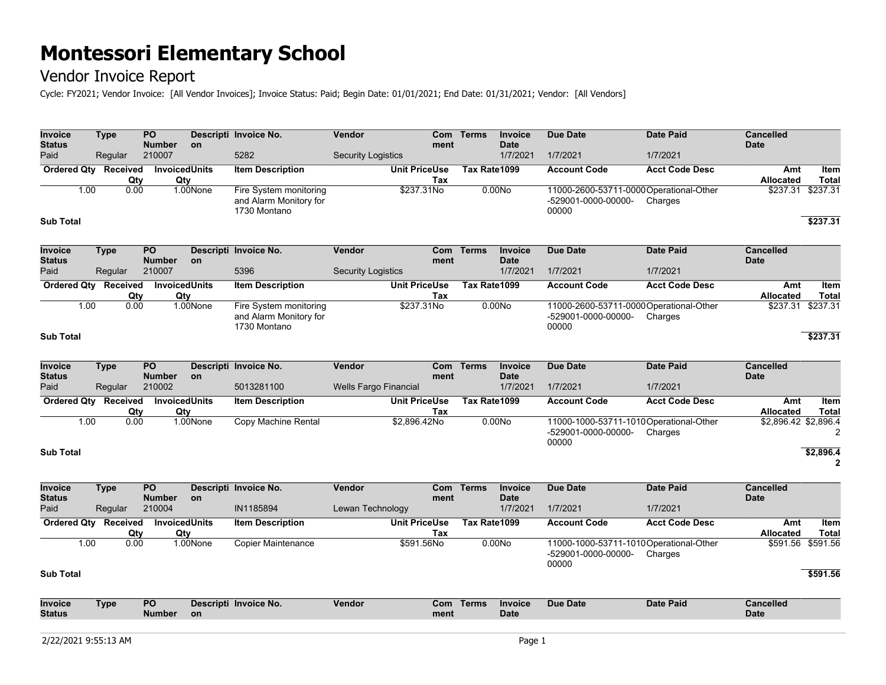# Montessori Elementary School

## Vendor Invoice Report

Cycle: FY2021; Vendor Invoice: [All Vendor Invoices]; Invoice Status: Paid; Begin Date: 01/01/2021; End Date: 01/31/2021; Vendor: [All Vendors]

| Invoice Status | Type | PO Number | Description | Invoice No. | Vendor | Comment | Terms | Invoice Date | Due Date | Date Paid | Cancelled Date |
|---|---|---|---|---|---|---|---|---|---|---|---|
| Paid | Regular | 210007 | | 5282 | Security Logistics | | | 1/7/2021 | 1/7/2021 | 1/7/2021 | |

| Ordered Qty | Received Qty | Invoiced Qty | Units | Item Description | Unit Price | Use Tax | Tax Rate | 1099 | Account Code | Acct Code Desc | Amt Allocated | Item Total |
|---|---|---|---|---|---|---|---|---|---|---|---|---|
| 1.00 | 0.00 | 1.00 | None | Fire System monitoring and Alarm Monitory for 1730 Montano | $237.31 | No | 0.00 | No | 11000-2600-53711-0000-529001-0000-00000-00000 | Operational-Other Charges | $237.31 | $237.31 |

**Sub Total** **$237.31**

| Invoice Status | Type | PO Number | Description | Invoice No. | Vendor | Comment | Terms | Invoice Date | Due Date | Date Paid | Cancelled Date |
|---|---|---|---|---|---|---|---|---|---|---|---|
| Paid | Regular | 210007 | | 5396 | Security Logistics | | | 1/7/2021 | 1/7/2021 | 1/7/2021 | |

| Ordered Qty | Received Qty | Invoiced Qty | Units | Item Description | Unit Price | Use Tax | Tax Rate | 1099 | Account Code | Acct Code Desc | Amt Allocated | Item Total |
|---|---|---|---|---|---|---|---|---|---|---|---|---|
| 1.00 | 0.00 | 1.00 | None | Fire System monitoring and Alarm Monitory for 1730 Montano | $237.31 | No | 0.00 | No | 11000-2600-53711-0000-529001-0000-00000-00000 | Operational-Other Charges | $237.31 | $237.31 |

**Sub Total** **$237.31**

| Invoice Status | Type | PO Number | Description | Invoice No. | Vendor | Comment | Terms | Invoice Date | Due Date | Date Paid | Cancelled Date |
|---|---|---|---|---|---|---|---|---|---|---|---|
| Paid | Regular | 210002 | | 5013281100 | Wells Fargo Financial | | | 1/7/2021 | 1/7/2021 | 1/7/2021 | |

| Ordered Qty | Received Qty | Invoiced Qty | Units | Item Description | Unit Price | Use Tax | Tax Rate | 1099 | Account Code | Acct Code Desc | Amt Allocated | Item Total |
|---|---|---|---|---|---|---|---|---|---|---|---|---|
| 1.00 | 0.00 | 1.00 | None | Copy Machine Rental | $2,896.42 | No | 0.00 | No | 11000-1000-53711-1010-529001-0000-00000-00000 | Operational-Other Charges | $2,896.42 | $2,896.42 |

**Sub Total** **$2,896.42**

| Invoice Status | Type | PO Number | Description | Invoice No. | Vendor | Comment | Terms | Invoice Date | Due Date | Date Paid | Cancelled Date |
|---|---|---|---|---|---|---|---|---|---|---|---|
| Paid | Regular | 210004 | | IN1185894 | Lewan Technology | | | 1/7/2021 | 1/7/2021 | 1/7/2021 | |

| Ordered Qty | Received Qty | Invoiced Qty | Units | Item Description | Unit Price | Use Tax | Tax Rate | 1099 | Account Code | Acct Code Desc | Amt Allocated | Item Total |
|---|---|---|---|---|---|---|---|---|---|---|---|---|
| 1.00 | 0.00 | 1.00 | None | Copier Maintenance | $591.56 | No | 0.00 | No | 11000-1000-53711-1010-529001-0000-00000-00000 | Operational-Other Charges | $591.56 | $591.56 |

**Sub Total** **$591.56**

| Invoice Status | Type | PO Number | Description | Invoice No. | Vendor | Comment | Terms | Invoice Date | Due Date | Date Paid | Cancelled Date |
|---|---|---|---|---|---|---|---|---|---|---|---|

2/22/2021 9:55:13 AM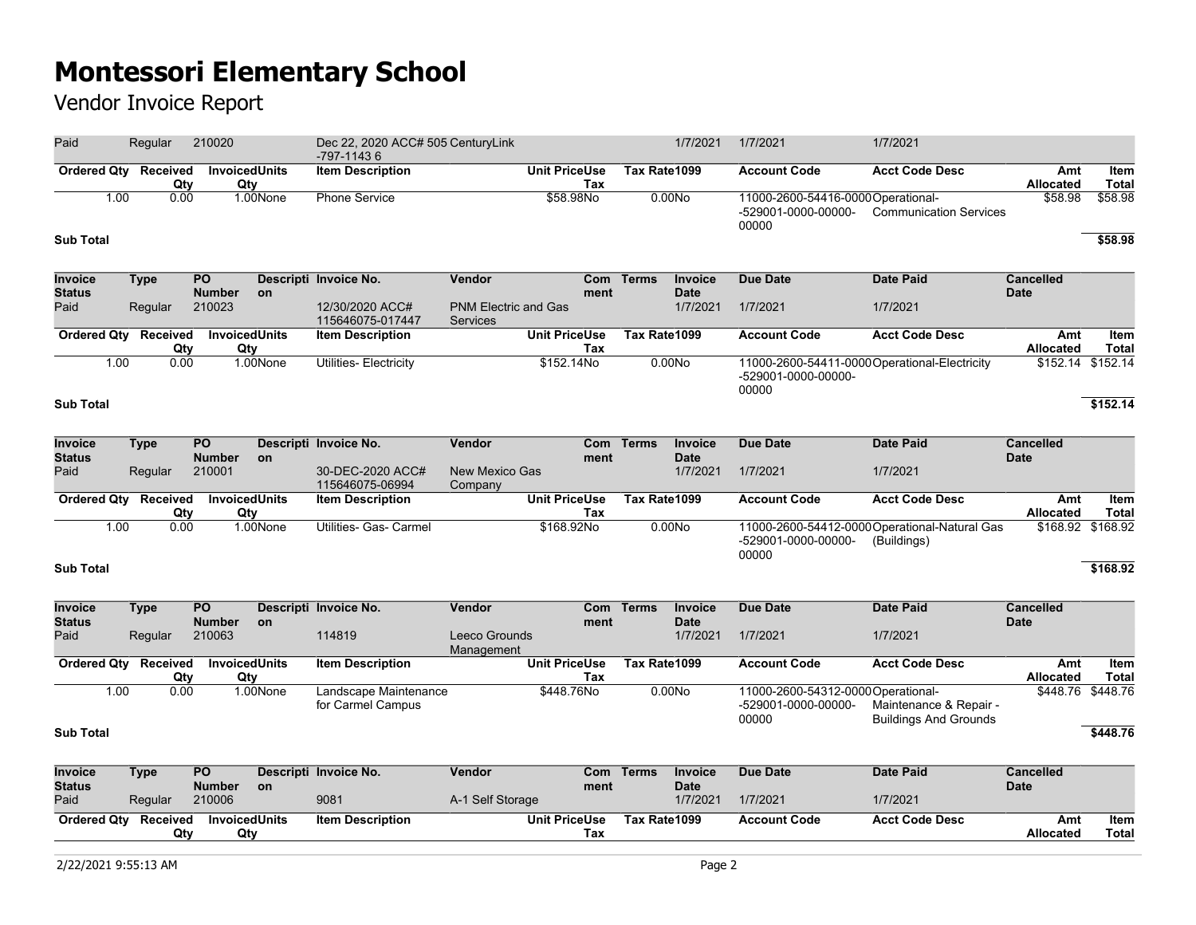# Montessori Elementary School

## Vendor Invoice Report

| Invoice Status | Type | PO Number | Description | Invoice No. | Vendor | Comment | Terms | Invoice Date | Due Date | Date Paid | Cancelled Date |
|---|---|---|---|---|---|---|---|---|---|---|---|
| Paid | Regular | 210020 | | Dec 22, 2020 ACC# 505-797-1143 6 | CenturyLink | | | 1/7/2021 | 1/7/2021 | 1/7/2021 | |

| Ordered Qty | Received Qty | Invoiced Qty | Units | Item Description | Unit Price | Use Tax | Tax Rate | 1099 | Account Code | Acct Code Desc | Amt Allocated | Item Total |
|---|---|---|---|---|---|---|---|---|---|---|---|---|
| 1.00 | 0.00 | 1.00 | None | Phone Service | $58.98 | No | 0.00 | No | 11000-2600-54416-0000-529001-0000-00000-00000 | Operational-Communication Services | $58.98 | $58.98 |

**Sub Total** **$58.98**

| Invoice Status | Type | PO Number | Description | Invoice No. | Vendor | Comment | Terms | Invoice Date | Due Date | Date Paid | Cancelled Date |
|---|---|---|---|---|---|---|---|---|---|---|---|
| Paid | Regular | 210023 | | 12/30/2020 ACC# 115646075-017447 | PNM Electric and Gas Services | | | 1/7/2021 | 1/7/2021 | 1/7/2021 | |

| Ordered Qty | Received Qty | Invoiced Qty | Units | Item Description | Unit Price | Use Tax | Tax Rate | 1099 | Account Code | Acct Code Desc | Amt Allocated | Item Total |
|---|---|---|---|---|---|---|---|---|---|---|---|---|
| 1.00 | 0.00 | 1.00 | None | Utilities- Electricity | $152.14 | No | 0.00 | No | 11000-2600-54411-0000-529001-0000-00000-00000 | Operational-Electricity | $152.14 | $152.14 |

**Sub Total** **$152.14**

| Invoice Status | Type | PO Number | Description | Invoice No. | Vendor | Comment | Terms | Invoice Date | Due Date | Date Paid | Cancelled Date |
|---|---|---|---|---|---|---|---|---|---|---|---|
| Paid | Regular | 210001 | | 30-DEC-2020 ACC# 115646075-06994 | New Mexico Gas Company | | | 1/7/2021 | 1/7/2021 | 1/7/2021 | |

| Ordered Qty | Received Qty | Invoiced Qty | Units | Item Description | Unit Price | Use Tax | Tax Rate | 1099 | Account Code | Acct Code Desc | Amt Allocated | Item Total |
|---|---|---|---|---|---|---|---|---|---|---|---|---|
| 1.00 | 0.00 | 1.00 | None | Utilities- Gas- Carmel | $168.92 | No | 0.00 | No | 11000-2600-54412-0000-529001-0000-00000-00000 | Operational-Natural Gas (Buildings) | $168.92 | $168.92 |

**Sub Total** **$168.92**

| Invoice Status | Type | PO Number | Description | Invoice No. | Vendor | Comment | Terms | Invoice Date | Due Date | Date Paid | Cancelled Date |
|---|---|---|---|---|---|---|---|---|---|---|---|
| Paid | Regular | 210063 | | 114819 | Leeco Grounds Management | | | 1/7/2021 | 1/7/2021 | 1/7/2021 | |

| Ordered Qty | Received Qty | Invoiced Qty | Units | Item Description | Unit Price | Use Tax | Tax Rate | 1099 | Account Code | Acct Code Desc | Amt Allocated | Item Total |
|---|---|---|---|---|---|---|---|---|---|---|---|---|
| 1.00 | 0.00 | 1.00 | None | Landscape Maintenance for Carmel Campus | $448.76 | No | 0.00 | No | 11000-2600-54312-0000-529001-0000-00000-00000 | Operational-Maintenance & Repair - Buildings And Grounds | $448.76 | $448.76 |

**Sub Total** **$448.76**

| Invoice Status | Type | PO Number | Description | Invoice No. | Vendor | Comment | Terms | Invoice Date | Due Date | Date Paid | Cancelled Date |
|---|---|---|---|---|---|---|---|---|---|---|---|
| Paid | Regular | 210006 | | 9081 | A-1 Self Storage | | | 1/7/2021 | 1/7/2021 | 1/7/2021 | |

| Ordered Qty | Received Qty | Invoiced Qty | Units | Item Description | Unit Price | Use Tax | Tax Rate | 1099 | Account Code | Acct Code Desc | Amt Allocated | Item Total |
|---|---|---|---|---|---|---|---|---|---|---|---|---|

2/22/2021 9:55:13 AM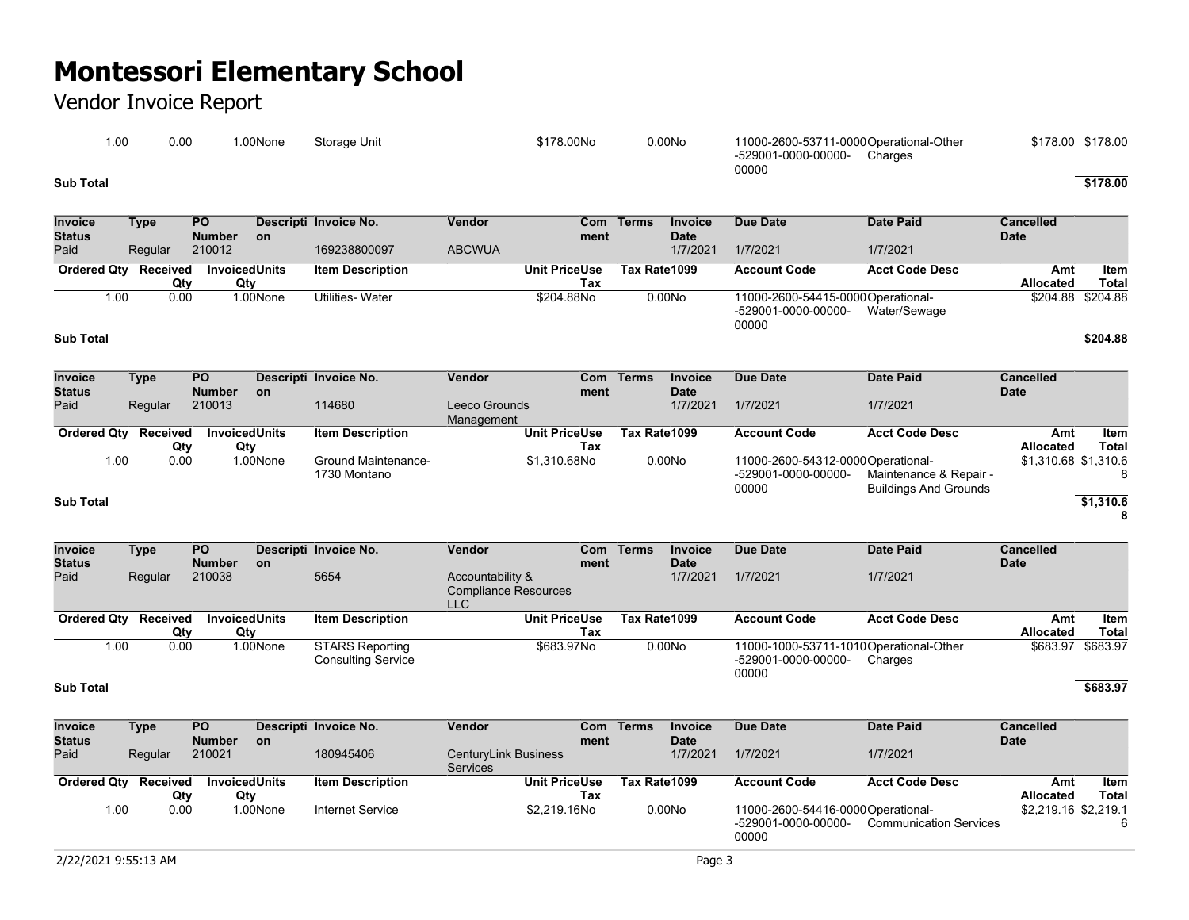# Montessori Elementary School

Vendor Invoice Report

| Ordered Qty | Received Qty | Invoiced Qty | Units | Item Description | Unit Price | Use Tax | Tax Rate | 1099 | Account Code | Acct Code Desc | Amt Allocated | Item Total |
|---|---|---|---|---|---|---|---|---|---|---|---|---|
| 1.00 | 0.00 | 1.00 | None | Storage Unit | $178.00 | No | 0.00 | No | 11000-2600-53711-0000-529001-0000-00000-00000 | Operational-Other Charges | $178.00 | $178.00 |

**Sub Total** **$178.00**

| Invoice Status | Type | PO Number | Description | Invoice No. | Vendor | Comment | Terms | Invoice Date | Due Date | Date Paid | Cancelled Date |
|---|---|---|---|---|---|---|---|---|---|---|---|
| Paid | Regular | 210012 | | 169238800097 | ABCWUA | | | 1/7/2021 | 1/7/2021 | 1/7/2021 | |

| Ordered Qty | Received Qty | Invoiced Qty | Units | Item Description | Unit Price | Use Tax | Tax Rate | 1099 | Account Code | Acct Code Desc | Amt Allocated | Item Total |
|---|---|---|---|---|---|---|---|---|---|---|---|---|
| 1.00 | 0.00 | 1.00 | None | Utilities- Water | $204.88 | No | 0.00 | No | 11000-2600-54415-0000-529001-0000-00000-00000 | Operational-Water/Sewage | $204.88 | $204.88 |

**Sub Total** **$204.88**

| Invoice Status | Type | PO Number | Description | Invoice No. | Vendor | Comment | Terms | Invoice Date | Due Date | Date Paid | Cancelled Date |
|---|---|---|---|---|---|---|---|---|---|---|---|
| Paid | Regular | 210013 | | 114680 | Leeco Grounds Management | | | 1/7/2021 | 1/7/2021 | 1/7/2021 | |

| Ordered Qty | Received Qty | Invoiced Qty | Units | Item Description | Unit Price | Use Tax | Tax Rate | 1099 | Account Code | Acct Code Desc | Amt Allocated | Item Total |
|---|---|---|---|---|---|---|---|---|---|---|---|---|
| 1.00 | 0.00 | 1.00 | None | Ground Maintenance- 1730 Montano | $1,310.68 | No | 0.00 | No | 11000-2600-54312-0000-529001-0000-00000-00000 | Operational-Maintenance & Repair - Buildings And Grounds | $1,310.68 | $1,310.68 |

**Sub Total** **$1,310.68**

| Invoice Status | Type | PO Number | Description | Invoice No. | Vendor | Comment | Terms | Invoice Date | Due Date | Date Paid | Cancelled Date |
|---|---|---|---|---|---|---|---|---|---|---|---|
| Paid | Regular | 210038 | | 5654 | Accountability & Compliance Resources LLC | | | 1/7/2021 | 1/7/2021 | 1/7/2021 | |

| Ordered Qty | Received Qty | Invoiced Qty | Units | Item Description | Unit Price | Use Tax | Tax Rate | 1099 | Account Code | Acct Code Desc | Amt Allocated | Item Total |
|---|---|---|---|---|---|---|---|---|---|---|---|---|
| 1.00 | 0.00 | 1.00 | None | STARS Reporting Consulting Service | $683.97 | No | 0.00 | No | 11000-1000-53711-1010-529001-0000-00000-00000 | Operational-Other Charges | $683.97 | $683.97 |

**Sub Total** **$683.97**

| Invoice Status | Type | PO Number | Description | Invoice No. | Vendor | Comment | Terms | Invoice Date | Due Date | Date Paid | Cancelled Date |
|---|---|---|---|---|---|---|---|---|---|---|---|
| Paid | Regular | 210021 | | 180945406 | CenturyLink Business Services | | | 1/7/2021 | 1/7/2021 | 1/7/2021 | |

| Ordered Qty | Received Qty | Invoiced Qty | Units | Item Description | Unit Price | Use Tax | Tax Rate | 1099 | Account Code | Acct Code Desc | Amt Allocated | Item Total |
|---|---|---|---|---|---|---|---|---|---|---|---|---|
| 1.00 | 0.00 | 1.00 | None | Internet Service | $2,219.16 | No | 0.00 | No | 11000-2600-54416-0000-529001-0000-00000-00000 | Operational-Communication Services | $2,219.16 | $2,219.16 |

2/22/2021 9:55:13 AM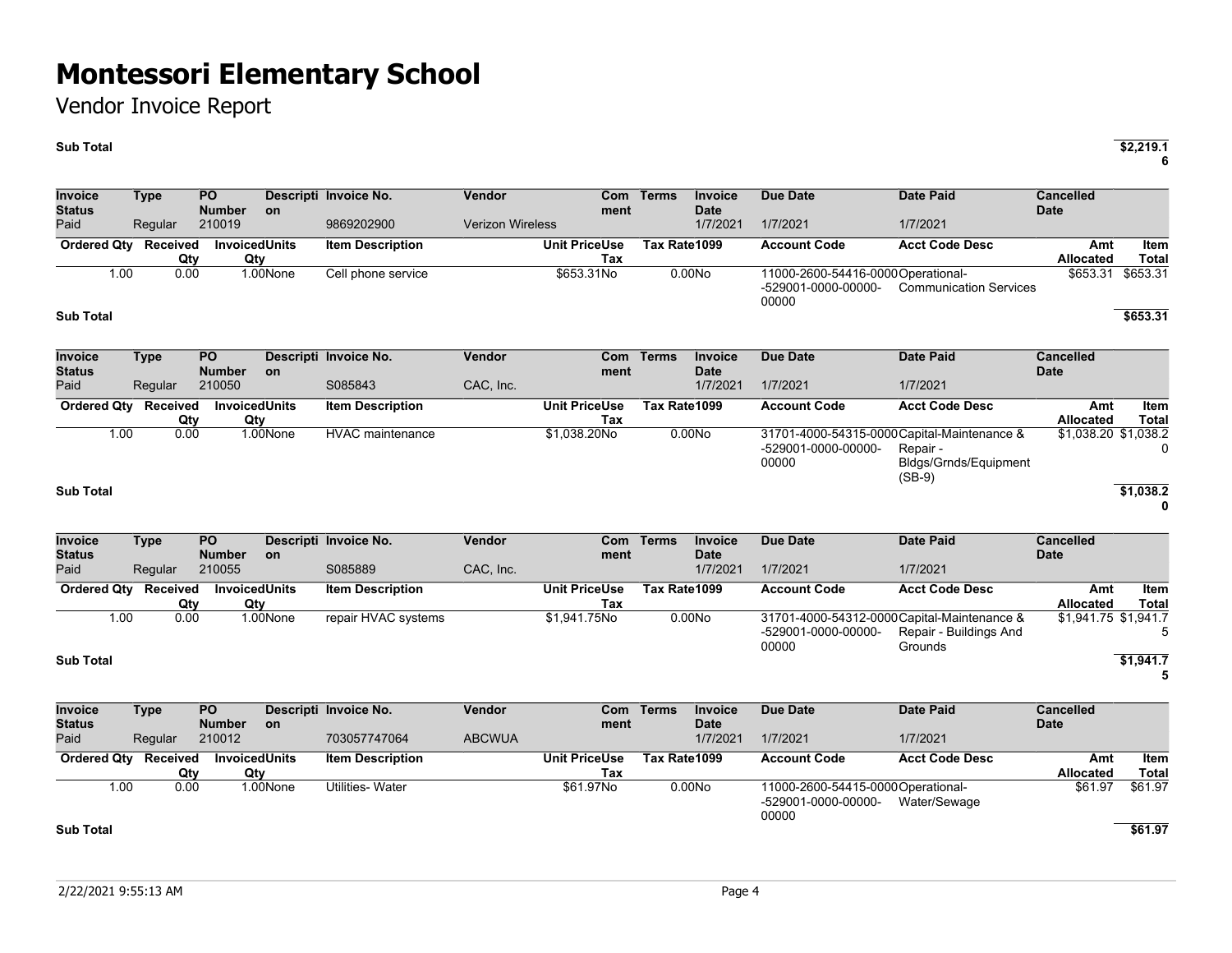# Montessori Elementary School

Vendor Invoice Report

**Sub Total** **$2,219.16**

| Invoice Status | Type | PO Number | Description | Invoice No. | Vendor | Comment | Terms | Invoice Date | Due Date | Date Paid | Cancelled Date |
|---|---|---|---|---|---|---|---|---|---|---|---|
| Paid | Regular | 210019 | | 9869202900 | Verizon Wireless | | | 1/7/2021 | 1/7/2021 | 1/7/2021 | |

| Ordered Qty | Received Qty | Invoiced Qty | Units | Item Description | Unit Price | Use Tax | Tax Rate | 1099 | Account Code | Acct Code Desc | Amt Allocated | Item Total |
|---|---|---|---|---|---|---|---|---|---|---|---|---|
| 1.00 | 0.00 | 1.00 | None | Cell phone service | $653.31 | No | 0.00 | No | 11000-2600-54416-0000-529001-0000-00000-00000 | Operational-Communication Services | $653.31 | $653.31 |

**Sub Total** **$653.31**

| Invoice Status | Type | PO Number | Description | Invoice No. | Vendor | Comment | Terms | Invoice Date | Due Date | Date Paid | Cancelled Date |
|---|---|---|---|---|---|---|---|---|---|---|---|
| Paid | Regular | 210050 | | S085843 | CAC, Inc. | | | 1/7/2021 | 1/7/2021 | 1/7/2021 | |

| Ordered Qty | Received Qty | Invoiced Qty | Units | Item Description | Unit Price | Use Tax | Tax Rate | 1099 | Account Code | Acct Code Desc | Amt Allocated | Item Total |
|---|---|---|---|---|---|---|---|---|---|---|---|---|
| 1.00 | 0.00 | 1.00 | None | HVAC maintenance | $1,038.20 | No | 0.00 | No | 31701-4000-54315-0000-529001-0000-00000-00000 | Capital-Maintenance & Repair - Bldgs/Grnds/Equipment (SB-9) | $1,038.20 | $1,038.20 |

**Sub Total** **$1,038.20**

| Invoice Status | Type | PO Number | Description | Invoice No. | Vendor | Comment | Terms | Invoice Date | Due Date | Date Paid | Cancelled Date |
|---|---|---|---|---|---|---|---|---|---|---|---|
| Paid | Regular | 210055 | | S085889 | CAC, Inc. | | | 1/7/2021 | 1/7/2021 | 1/7/2021 | |

| Ordered Qty | Received Qty | Invoiced Qty | Units | Item Description | Unit Price | Use Tax | Tax Rate | 1099 | Account Code | Acct Code Desc | Amt Allocated | Item Total |
|---|---|---|---|---|---|---|---|---|---|---|---|---|
| 1.00 | 0.00 | 1.00 | None | repair HVAC systems | $1,941.75 | No | 0.00 | No | 31701-4000-54312-0000-529001-0000-00000-00000 | Capital-Maintenance & Repair - Buildings And Grounds | $1,941.75 | $1,941.75 |

**Sub Total** **$1,941.75**

| Invoice Status | Type | PO Number | Description | Invoice No. | Vendor | Comment | Terms | Invoice Date | Due Date | Date Paid | Cancelled Date |
|---|---|---|---|---|---|---|---|---|---|---|---|
| Paid | Regular | 210012 | | 703057747064 | ABCWUA | | | 1/7/2021 | 1/7/2021 | 1/7/2021 | |

| Ordered Qty | Received Qty | Invoiced Qty | Units | Item Description | Unit Price | Use Tax | Tax Rate | 1099 | Account Code | Acct Code Desc | Amt Allocated | Item Total |
|---|---|---|---|---|---|---|---|---|---|---|---|---|
| 1.00 | 0.00 | 1.00 | None | Utilities- Water | $61.97 | No | 0.00 | No | 11000-2600-54415-0000-529001-0000-00000-00000 | Operational-Water/Sewage | $61.97 | $61.97 |

**Sub Total** **$61.97**

2/22/2021 9:55:13 AM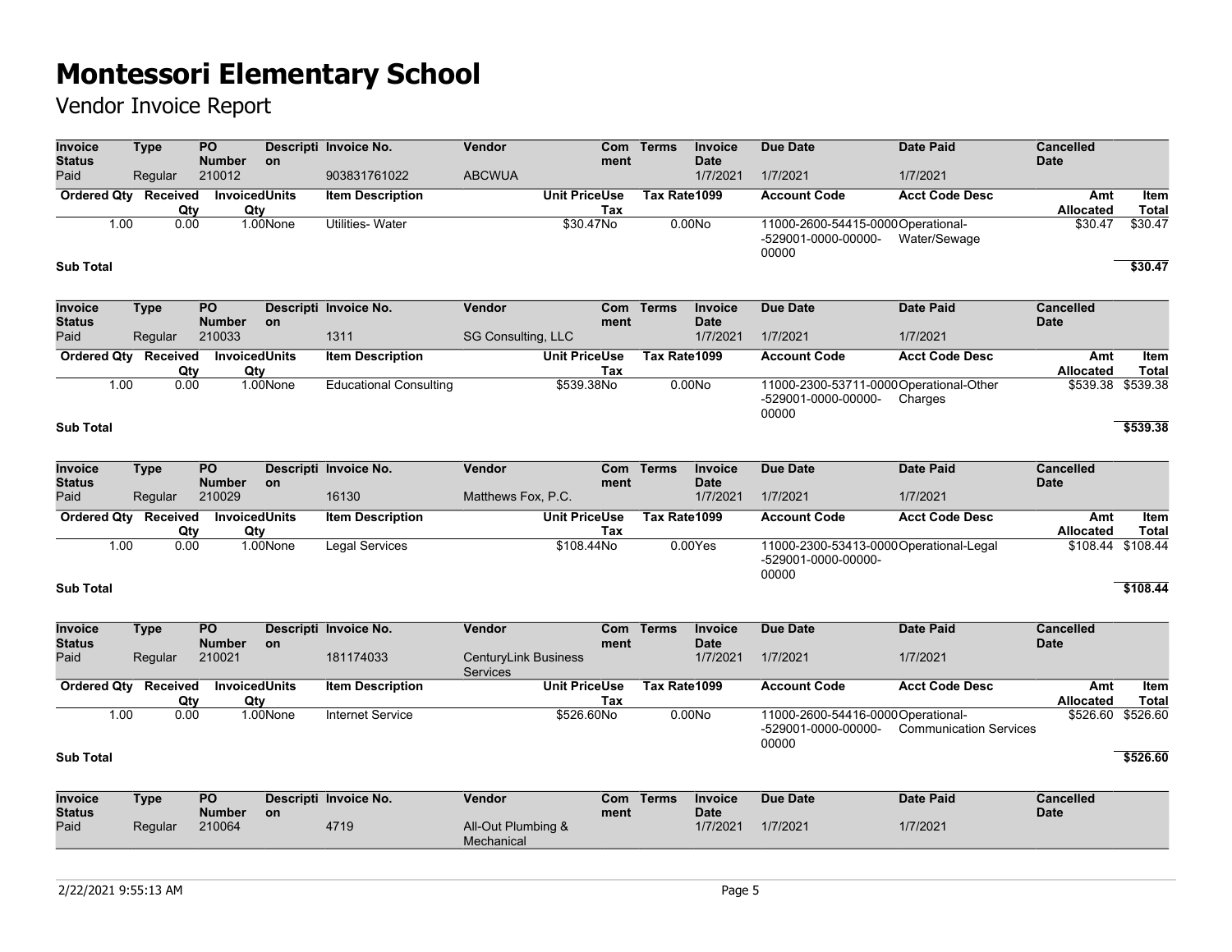# Montessori Elementary School

Vendor Invoice Report

| Invoice Status | Type | PO Number | Description | Invoice No. | Vendor | Comment | Terms | Invoice Date | Due Date | Date Paid | Cancelled Date |
|---|---|---|---|---|---|---|---|---|---|---|---|
| Paid | Regular | 210012 | | 903831761022 | ABCWUA | | | 1/7/2021 | 1/7/2021 | 1/7/2021 | |

| Ordered Qty | Received Qty | Invoiced Qty | Units | Item Description | Unit Price | Use Tax | Tax Rate | 1099 | Account Code | Acct Code Desc | Amt Allocated | Item Total |
|---|---|---|---|---|---|---|---|---|---|---|---|---|
| 1.00 | 0.00 | 1.00 | None | Utilities- Water | $30.47 | No | 0.00 | No | 11000-2600-54415-0000-529001-0000-00000-00000 | Operational-Water/Sewage | $30.47 | $30.47 |

**Sub Total** **$30.47**

| Invoice Status | Type | PO Number | Description | Invoice No. | Vendor | Comment | Terms | Invoice Date | Due Date | Date Paid | Cancelled Date |
|---|---|---|---|---|---|---|---|---|---|---|---|
| Paid | Regular | 210033 | | 1311 | SG Consulting, LLC | | | 1/7/2021 | 1/7/2021 | 1/7/2021 | |

| Ordered Qty | Received Qty | Invoiced Qty | Units | Item Description | Unit Price | Use Tax | Tax Rate | 1099 | Account Code | Acct Code Desc | Amt Allocated | Item Total |
|---|---|---|---|---|---|---|---|---|---|---|---|---|
| 1.00 | 0.00 | 1.00 | None | Educational Consulting | $539.38 | No | 0.00 | No | 11000-2300-53711-0000-529001-0000-00000-00000 | Operational-Other Charges | $539.38 | $539.38 |

**Sub Total** **$539.38**

| Invoice Status | Type | PO Number | Description | Invoice No. | Vendor | Comment | Terms | Invoice Date | Due Date | Date Paid | Cancelled Date |
|---|---|---|---|---|---|---|---|---|---|---|---|
| Paid | Regular | 210029 | | 16130 | Matthews Fox, P.C. | | | 1/7/2021 | 1/7/2021 | 1/7/2021 | |

| Ordered Qty | Received Qty | Invoiced Qty | Units | Item Description | Unit Price | Use Tax | Tax Rate | 1099 | Account Code | Acct Code Desc | Amt Allocated | Item Total |
|---|---|---|---|---|---|---|---|---|---|---|---|---|
| 1.00 | 0.00 | 1.00 | None | Legal Services | $108.44 | No | 0.00 | Yes | 11000-2300-53413-0000-529001-0000-00000-00000 | Operational-Legal | $108.44 | $108.44 |

**Sub Total** **$108.44**

| Invoice Status | Type | PO Number | Description | Invoice No. | Vendor | Comment | Terms | Invoice Date | Due Date | Date Paid | Cancelled Date |
|---|---|---|---|---|---|---|---|---|---|---|---|
| Paid | Regular | 210021 | | 181174033 | CenturyLink Business Services | | | 1/7/2021 | 1/7/2021 | 1/7/2021 | |

| Ordered Qty | Received Qty | Invoiced Qty | Units | Item Description | Unit Price | Use Tax | Tax Rate | 1099 | Account Code | Acct Code Desc | Amt Allocated | Item Total |
|---|---|---|---|---|---|---|---|---|---|---|---|---|
| 1.00 | 0.00 | 1.00 | None | Internet Service | $526.60 | No | 0.00 | No | 11000-2600-54416-0000-529001-0000-00000-00000 | Operational-Communication Services | $526.60 | $526.60 |

**Sub Total** **$526.60**

| Invoice Status | Type | PO Number | Description | Invoice No. | Vendor | Comment | Terms | Invoice Date | Due Date | Date Paid | Cancelled Date |
|---|---|---|---|---|---|---|---|---|---|---|---|
| Paid | Regular | 210064 | | 4719 | All-Out Plumbing & Mechanical | | | 1/7/2021 | 1/7/2021 | 1/7/2021 | |

2/22/2021 9:55:13 AM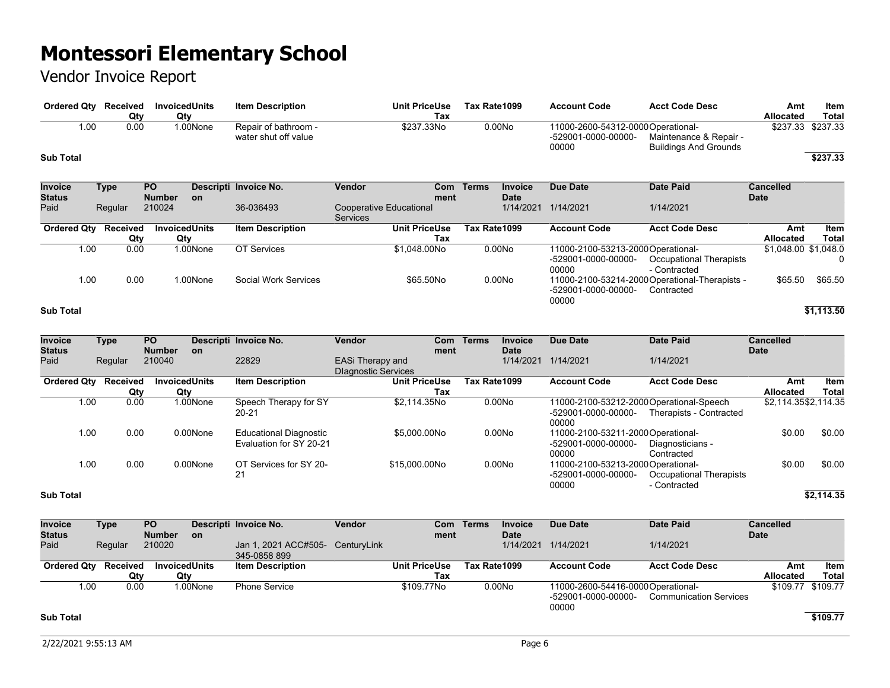# Montessori Elementary School

## Vendor Invoice Report

| Ordered Qty | Received Qty | Invoiced Qty | Units | Item Description | Unit Price | Use Tax | Tax Rate | 1099 | Account Code | Acct Code Desc | Amt Allocated | Item Total |
|---|---|---|---|---|---|---|---|---|---|---|---|---|
| 1.00 | 0.00 | 1.00 | None | Repair of bathroom - water shut off value | $237.33 | No | 0.00 | No | 11000-2600-54312-0000-529001-0000-00000-00000 | Operational-Maintenance & Repair - Buildings And Grounds | $237.33 | $237.33 |

**Sub Total** $237.33

| Invoice Status | Type | PO Number | Description | Invoice No. | Vendor | Comment | Terms | Invoice Date | Due Date | Date Paid | Cancelled Date |
|---|---|---|---|---|---|---|---|---|---|---|---|
| Paid | Regular | 210024 | | 36-036493 | Cooperative Educational Services | | | 1/14/2021 | 1/14/2021 | 1/14/2021 | |

| Ordered Qty | Received Qty | Invoiced Qty | Units | Item Description | Unit Price | Use Tax | Tax Rate | 1099 | Account Code | Acct Code Desc | Amt Allocated | Item Total |
|---|---|---|---|---|---|---|---|---|---|---|---|---|
| 1.00 | 0.00 | 1.00 | None | OT Services | $1,048.00 | No | 0.00 | No | 11000-2100-53213-2000-529001-0000-00000-00000 | Operational-Occupational Therapists - Contracted | $1,048.00 | $1,048.00 |
| 1.00 | 0.00 | 1.00 | None | Social Work Services | $65.50 | No | 0.00 | No | 11000-2100-53214-2000-529001-0000-00000-00000 | Operational-Therapists - Contracted | $65.50 | $65.50 |

**Sub Total** $1,113.50

| Invoice Status | Type | PO Number | Description | Invoice No. | Vendor | Comment | Terms | Invoice Date | Due Date | Date Paid | Cancelled Date |
|---|---|---|---|---|---|---|---|---|---|---|---|
| Paid | Regular | 210040 | | 22829 | EASi Therapy and DIagnostic Services | | | 1/14/2021 | 1/14/2021 | 1/14/2021 | |

| Ordered Qty | Received Qty | Invoiced Qty | Units | Item Description | Unit Price | Use Tax | Tax Rate | 1099 | Account Code | Acct Code Desc | Amt Allocated | Item Total |
|---|---|---|---|---|---|---|---|---|---|---|---|---|
| 1.00 | 0.00 | 1.00 | None | Speech Therapy for SY 20-21 | $2,114.35 | No | 0.00 | No | 11000-2100-53212-2000-529001-0000-00000-00000 | Operational-Speech Therapists - Contracted | $2,114.35 | $2,114.35 |
| 1.00 | 0.00 | 0.00 | None | Educational Diagnostic Evaluation for SY 20-21 | $5,000.00 | No | 0.00 | No | 11000-2100-53211-2000-529001-0000-00000-00000 | Operational-Diagnosticians - Contracted | $0.00 | $0.00 |
| 1.00 | 0.00 | 0.00 | None | OT Services for SY 20-21 | $15,000.00 | No | 0.00 | No | 11000-2100-53213-2000-529001-0000-00000-00000 | Operational-Occupational Therapists - Contracted | $0.00 | $0.00 |

**Sub Total** $2,114.35

| Invoice Status | Type | PO Number | Description | Invoice No. | Vendor | Comment | Terms | Invoice Date | Due Date | Date Paid | Cancelled Date |
|---|---|---|---|---|---|---|---|---|---|---|---|
| Paid | Regular | 210020 | | Jan 1, 2021 ACC#505-345-0858 899 | CenturyLink | | | 1/14/2021 | 1/14/2021 | 1/14/2021 | |

| Ordered Qty | Received Qty | Invoiced Qty | Units | Item Description | Unit Price | Use Tax | Tax Rate | 1099 | Account Code | Acct Code Desc | Amt Allocated | Item Total |
|---|---|---|---|---|---|---|---|---|---|---|---|---|
| 1.00 | 0.00 | 1.00 | None | Phone Service | $109.77 | No | 0.00 | No | 11000-2600-54416-0000-529001-0000-00000-00000 | Operational-Communication Services | $109.77 | $109.77 |

**Sub Total** $109.77

2/22/2021 9:55:13 AM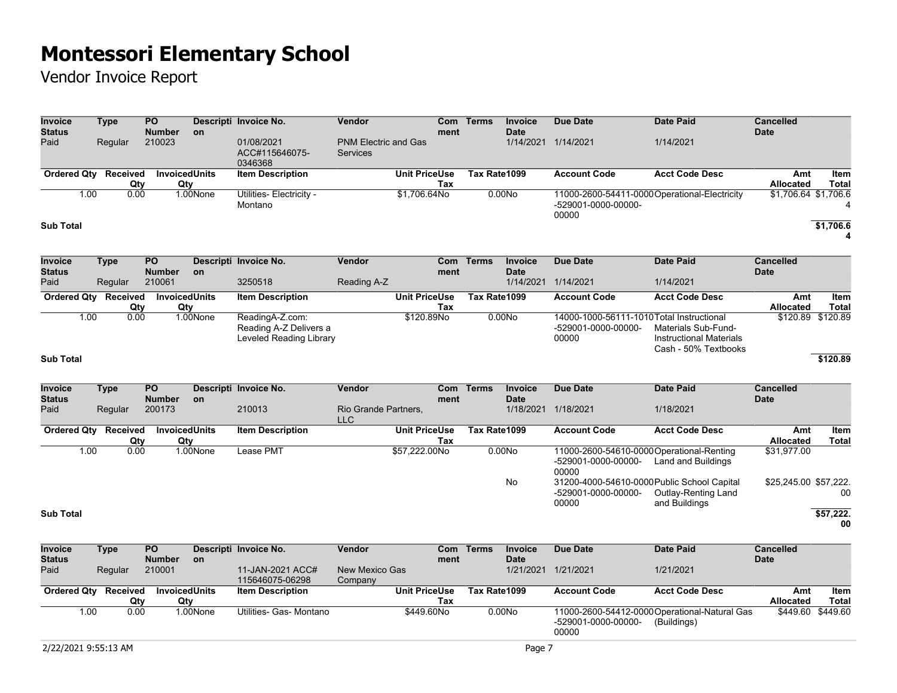# Montessori Elementary School

Vendor Invoice Report

| Invoice Status | Type | PO Number | Description | Invoice No. | Vendor | Comment | Terms | Invoice Date | Due Date | Date Paid | Cancelled Date |
|---|---|---|---|---|---|---|---|---|---|---|---|
| Paid | Regular | 210023 | | 01/08/2021 ACC#115646075-0346368 | PNM Electric and Gas Services | | | 1/14/2021 | 1/14/2021 | 1/14/2021 | |

| Ordered Qty | Received Qty | Invoiced Qty | Units | Item Description | Unit Price | Use Tax | Tax Rate | 1099 | Account Code | Acct Code Desc | Amt Allocated | Item Total |
|---|---|---|---|---|---|---|---|---|---|---|---|---|
| 1.00 | 0.00 | 1.00 | None | Utilities- Electricity - Montano | $1,706.64 | No | 0.00 | No | 11000-2600-54411-0000-529001-0000-00000-00000 | Operational-Electricity | $1,706.64 | $1,706.64 |

**Sub Total** **$1,706.64**

| Invoice Status | Type | PO Number | Description | Invoice No. | Vendor | Comment | Terms | Invoice Date | Due Date | Date Paid | Cancelled Date |
|---|---|---|---|---|---|---|---|---|---|---|---|
| Paid | Regular | 210061 | | 3250518 | Reading A-Z | | | 1/14/2021 | 1/14/2021 | 1/14/2021 | |

| Ordered Qty | Received Qty | Invoiced Qty | Units | Item Description | Unit Price | Use Tax | Tax Rate | 1099 | Account Code | Acct Code Desc | Amt Allocated | Item Total |
|---|---|---|---|---|---|---|---|---|---|---|---|---|
| 1.00 | 0.00 | 1.00 | None | ReadingA-Z.com: Reading A-Z Delivers a Leveled Reading Library | $120.89 | No | 0.00 | No | 14000-1000-56111-1010-529001-0000-00000-00000 | Total Instructional Materials Sub-Fund-Instructional Materials Cash - 50% Textbooks | $120.89 | $120.89 |

**Sub Total** **$120.89**

| Invoice Status | Type | PO Number | Description | Invoice No. | Vendor | Comment | Terms | Invoice Date | Due Date | Date Paid | Cancelled Date |
|---|---|---|---|---|---|---|---|---|---|---|---|
| Paid | Regular | 200173 | | 210013 | Rio Grande Partners, LLC | | | 1/18/2021 | 1/18/2021 | 1/18/2021 | |

| Ordered Qty | Received Qty | Invoiced Qty | Units | Item Description | Unit Price | Use Tax | Tax Rate | 1099 | Account Code | Acct Code Desc | Amt Allocated | Item Total |
|---|---|---|---|---|---|---|---|---|---|---|---|---|
| 1.00 | 0.00 | 1.00 | None | Lease PMT | $57,222.00 | No | 0.00 | No | 11000-2600-54610-0000-529001-0000-00000-00000 | Operational-Renting Land and Buildings | $31,977.00 | |
| | | | | | | | | No | 31200-4000-54610-0000-529001-0000-00000-00000 | Public School Capital Outlay-Renting Land and Buildings | $25,245.00 | $57,222.00 |

**Sub Total** **$57,222.00**

| Invoice Status | Type | PO Number | Description | Invoice No. | Vendor | Comment | Terms | Invoice Date | Due Date | Date Paid | Cancelled Date |
|---|---|---|---|---|---|---|---|---|---|---|---|
| Paid | Regular | 210001 | | 11-JAN-2021 ACC# 115646075-06298 | New Mexico Gas Company | | | 1/21/2021 | 1/21/2021 | 1/21/2021 | |

| Ordered Qty | Received Qty | Invoiced Qty | Units | Item Description | Unit Price | Use Tax | Tax Rate | 1099 | Account Code | Acct Code Desc | Amt Allocated | Item Total |
|---|---|---|---|---|---|---|---|---|---|---|---|---|
| 1.00 | 0.00 | 1.00 | None | Utilities- Gas- Montano | $449.60 | No | 0.00 | No | 11000-2600-54412-0000-529001-0000-00000-00000 | Operational-Natural Gas (Buildings) | $449.60 | $449.60 |

2/22/2021 9:55:13 AM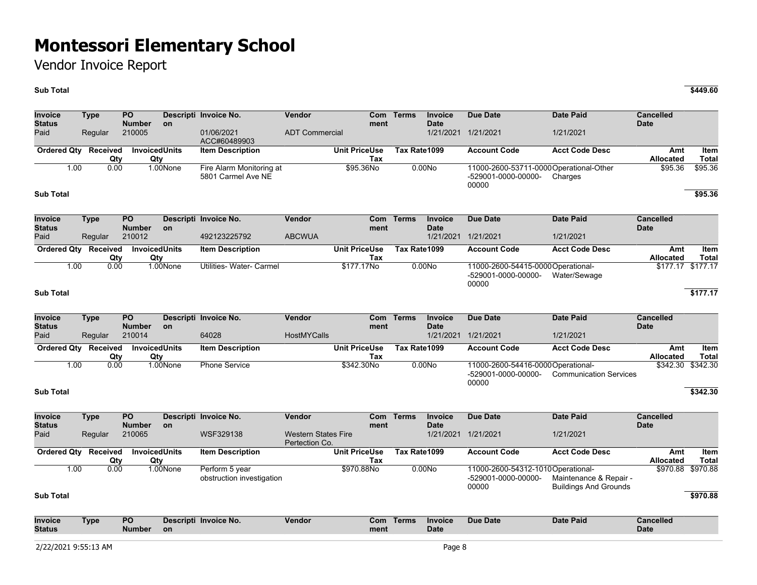# Montessori Elementary School

Vendor Invoice Report

**Sub Total** **$449.60**

| Invoice Status | Type | PO Number | Description | Invoice No. | Vendor | Comment | Terms | Invoice Date | Due Date | Date Paid | Cancelled Date |
|---|---|---|---|---|---|---|---|---|---|---|---|
| Paid | Regular | 210005 | | 01/06/2021 ACC#60489903 | ADT Commercial | | | 1/21/2021 | 1/21/2021 | 1/21/2021 | |

| Ordered Qty | Received Qty | Invoiced Qty | Units | Item Description | Unit Price | Use Tax | Tax Rate | 1099 | Account Code | Acct Code Desc | Amt Allocated | Item Total |
|---|---|---|---|---|---|---|---|---|---|---|---|---|
| 1.00 | 0.00 | 1.00 | None | Fire Alarm Monitoring at 5801 Carmel Ave NE | $95.36 | No | 0.00 | No | 11000-2600-53711-0000-529001-0000-00000-00000 | Operational-Other Charges | $95.36 | $95.36 |

**Sub Total** **$95.36**

| Invoice Status | Type | PO Number | Description | Invoice No. | Vendor | Comment | Terms | Invoice Date | Due Date | Date Paid | Cancelled Date |
|---|---|---|---|---|---|---|---|---|---|---|---|
| Paid | Regular | 210012 | | 492123225792 | ABCWUA | | | 1/21/2021 | 1/21/2021 | 1/21/2021 | |

| Ordered Qty | Received Qty | Invoiced Qty | Units | Item Description | Unit Price | Use Tax | Tax Rate | 1099 | Account Code | Acct Code Desc | Amt Allocated | Item Total |
|---|---|---|---|---|---|---|---|---|---|---|---|---|
| 1.00 | 0.00 | 1.00 | None | Utilities- Water- Carmel | $177.17 | No | 0.00 | No | 11000-2600-54415-0000-529001-0000-00000-00000 | Operational-Water/Sewage | $177.17 | $177.17 |

**Sub Total** **$177.17**

| Invoice Status | Type | PO Number | Description | Invoice No. | Vendor | Comment | Terms | Invoice Date | Due Date | Date Paid | Cancelled Date |
|---|---|---|---|---|---|---|---|---|---|---|---|
| Paid | Regular | 210014 | | 64028 | HostMYCalls | | | 1/21/2021 | 1/21/2021 | 1/21/2021 | |

| Ordered Qty | Received Qty | Invoiced Qty | Units | Item Description | Unit Price | Use Tax | Tax Rate | 1099 | Account Code | Acct Code Desc | Amt Allocated | Item Total |
|---|---|---|---|---|---|---|---|---|---|---|---|---|
| 1.00 | 0.00 | 1.00 | None | Phone Service | $342.30 | No | 0.00 | No | 11000-2600-54416-0000-529001-0000-00000-00000 | Operational-Communication Services | $342.30 | $342.30 |

**Sub Total** **$342.30**

| Invoice Status | Type | PO Number | Description | Invoice No. | Vendor | Comment | Terms | Invoice Date | Due Date | Date Paid | Cancelled Date |
|---|---|---|---|---|---|---|---|---|---|---|---|
| Paid | Regular | 210065 | | WSF329138 | Western States Fire Pertection Co. | | | 1/21/2021 | 1/21/2021 | 1/21/2021 | |

| Ordered Qty | Received Qty | Invoiced Qty | Units | Item Description | Unit Price | Use Tax | Tax Rate | 1099 | Account Code | Acct Code Desc | Amt Allocated | Item Total |
|---|---|---|---|---|---|---|---|---|---|---|---|---|
| 1.00 | 0.00 | 1.00 | None | Perform 5 year obstruction investigation | $970.88 | No | 0.00 | No | 11000-2600-54312-1010-529001-0000-00000-00000 | Operational-Maintenance & Repair - Buildings And Grounds | $970.88 | $970.88 |

**Sub Total** **$970.88**

| Invoice Status | Type | PO Number | Description | Invoice No. | Vendor | Comment | Terms | Invoice Date | Due Date | Date Paid | Cancelled Date |
|---|---|---|---|---|---|---|---|---|---|---|---|

2/22/2021 9:55:13 AM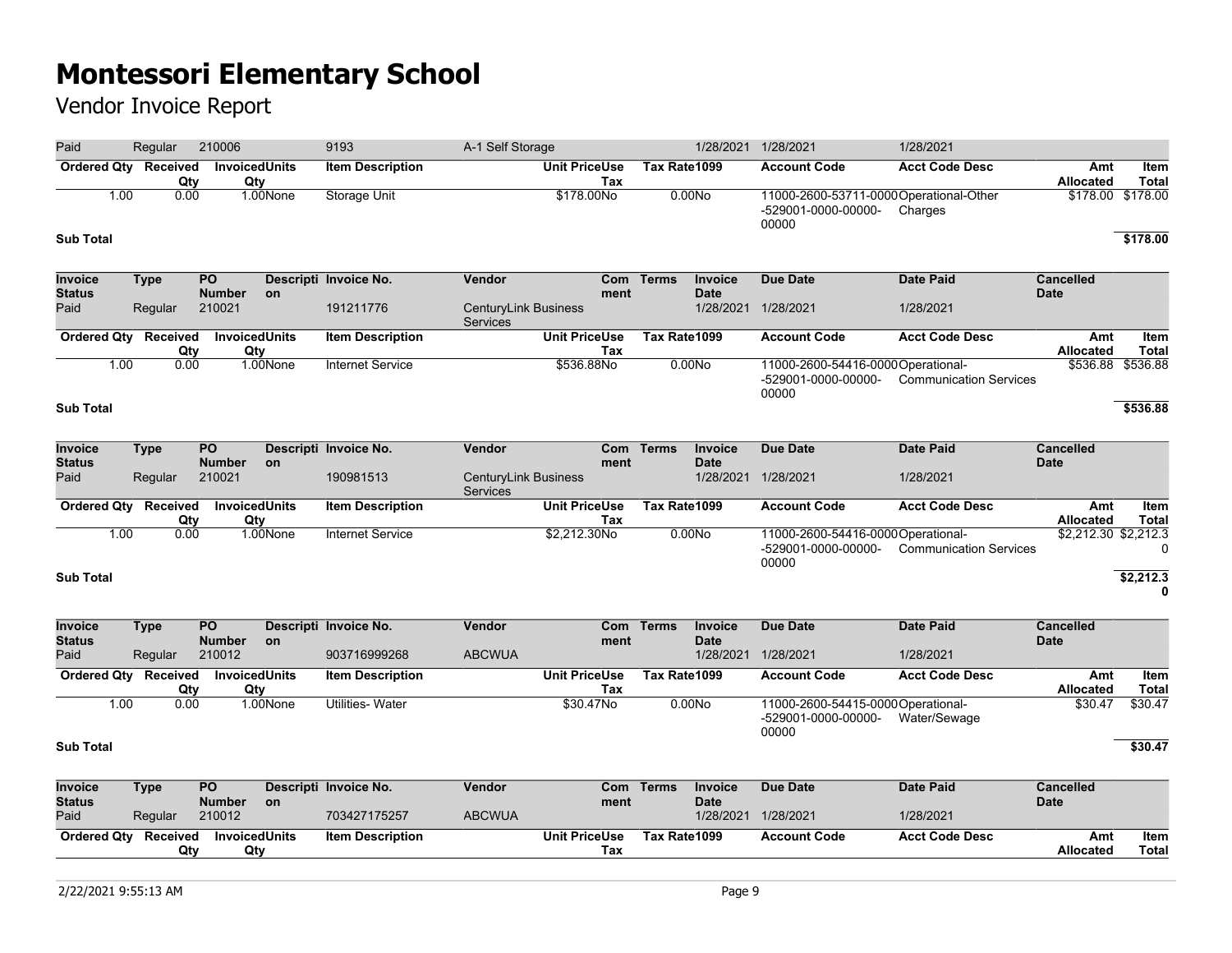# Montessori Elementary School

## Vendor Invoice Report

| Invoice Status | Type | PO Number | Description | Invoice No. | Vendor | Comment | Terms | Invoice Date | Due Date | Date Paid | Cancelled Date |
|---|---|---|---|---|---|---|---|---|---|---|---|
| Paid | Regular | 210006 | | 9193 | A-1 Self Storage | | | 1/28/2021 | 1/28/2021 | 1/28/2021 | |

| Ordered Qty | Received Qty | Invoiced Qty | Units | Item Description | Unit Price | Use Tax | Tax Rate | 1099 | Account Code | Acct Code Desc | Amt Allocated | Item Total |
|---|---|---|---|---|---|---|---|---|---|---|---|---|
| 1.00 | 0.00 | 1.00 | None | Storage Unit | $178.00 | No | 0.00 | No | 11000-2600-53711-0000-529001-0000-00000-00000 | Operational-Other Charges | $178.00 | $178.00 |

**Sub Total** **$178.00**

| Invoice Status | Type | PO Number | Description | Invoice No. | Vendor | Comment | Terms | Invoice Date | Due Date | Date Paid | Cancelled Date |
|---|---|---|---|---|---|---|---|---|---|---|---|
| Paid | Regular | 210021 | | 191211776 | CenturyLink Business Services | | | 1/28/2021 | 1/28/2021 | 1/28/2021 | |

| Ordered Qty | Received Qty | Invoiced Qty | Units | Item Description | Unit Price | Use Tax | Tax Rate | 1099 | Account Code | Acct Code Desc | Amt Allocated | Item Total |
|---|---|---|---|---|---|---|---|---|---|---|---|---|
| 1.00 | 0.00 | 1.00 | None | Internet Service | $536.88 | No | 0.00 | No | 11000-2600-54416-0000-529001-0000-00000-00000 | Operational-Communication Services | $536.88 | $536.88 |

**Sub Total** **$536.88**

| Invoice Status | Type | PO Number | Description | Invoice No. | Vendor | Comment | Terms | Invoice Date | Due Date | Date Paid | Cancelled Date |
|---|---|---|---|---|---|---|---|---|---|---|---|
| Paid | Regular | 210021 | | 190981513 | CenturyLink Business Services | | | 1/28/2021 | 1/28/2021 | 1/28/2021 | |

| Ordered Qty | Received Qty | Invoiced Qty | Units | Item Description | Unit Price | Use Tax | Tax Rate | 1099 | Account Code | Acct Code Desc | Amt Allocated | Item Total |
|---|---|---|---|---|---|---|---|---|---|---|---|---|
| 1.00 | 0.00 | 1.00 | None | Internet Service | $2,212.30 | No | 0.00 | No | 11000-2600-54416-0000-529001-0000-00000-00000 | Operational-Communication Services | $2,212.30 | $2,212.30 |

**Sub Total** **$2,212.30**

| Invoice Status | Type | PO Number | Description | Invoice No. | Vendor | Comment | Terms | Invoice Date | Due Date | Date Paid | Cancelled Date |
|---|---|---|---|---|---|---|---|---|---|---|---|
| Paid | Regular | 210012 | | 903716999268 | ABCWUA | | | 1/28/2021 | 1/28/2021 | 1/28/2021 | |

| Ordered Qty | Received Qty | Invoiced Qty | Units | Item Description | Unit Price | Use Tax | Tax Rate | 1099 | Account Code | Acct Code Desc | Amt Allocated | Item Total |
|---|---|---|---|---|---|---|---|---|---|---|---|---|
| 1.00 | 0.00 | 1.00 | None | Utilities- Water | $30.47 | No | 0.00 | No | 11000-2600-54415-0000-529001-0000-00000-00000 | Operational-Water/Sewage | $30.47 | $30.47 |

**Sub Total** **$30.47**

| Invoice Status | Type | PO Number | Description | Invoice No. | Vendor | Comment | Terms | Invoice Date | Due Date | Date Paid | Cancelled Date |
|---|---|---|---|---|---|---|---|---|---|---|---|
| Paid | Regular | 210012 | | 703427175257 | ABCWUA | | | 1/28/2021 | 1/28/2021 | 1/28/2021 | |

| Ordered Qty | Received Qty | Invoiced Qty | Units | Item Description | Unit Price | Use Tax | Tax Rate | 1099 | Account Code | Acct Code Desc | Amt Allocated | Item Total |
|---|---|---|---|---|---|---|---|---|---|---|---|---|

2/22/2021 9:55:13 AM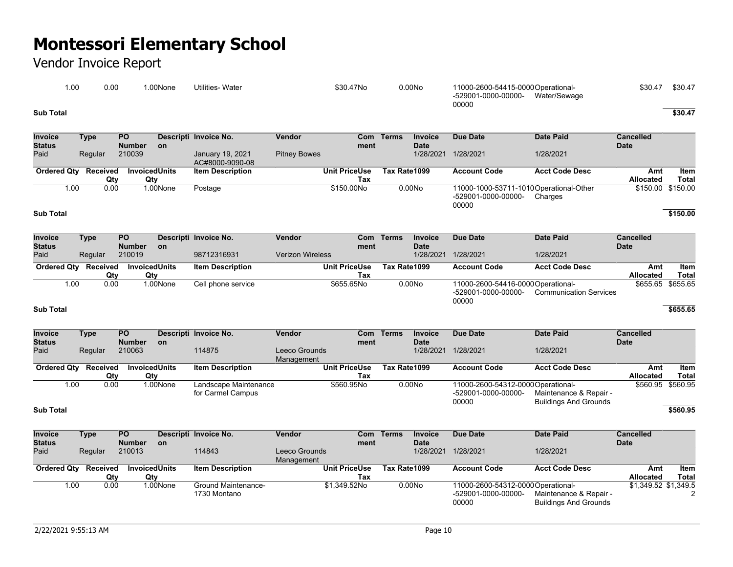# Montessori Elementary School

Vendor Invoice Report

| | | | | | | | | | | | | |
|---|---|---|---|---|---|---|---|---|---|---|---|---|
| 1.00 | 0.00 | 1.00 | None | Utilities- Water | $30.47 | No | 0.00 | No | 11000-2600-54415-0000-529001-0000-00000-00000 | Operational-Water/Sewage | $30.47 | $30.47 |

**Sub Total** **$30.47**

| Invoice Status | Type | PO Number | Description | Invoice No. | Vendor | Comment | Terms | Invoice Date | Due Date | Date Paid | Cancelled Date |
|---|---|---|---|---|---|---|---|---|---|---|---|
| Paid | Regular | 210039 | | January 19, 2021 AC#8000-9090-08 | Pitney Bowes | | | 1/28/2021 | 1/28/2021 | 1/28/2021 | |

| Ordered Qty | Received Qty | Invoiced Qty | Units | Item Description | Unit Price | Use Tax | Tax Rate | 1099 | Account Code | Acct Code Desc | Amt Allocated | Item Total |
|---|---|---|---|---|---|---|---|---|---|---|---|---|
| 1.00 | 0.00 | 1.00 | None | Postage | $150.00 | No | 0.00 | No | 11000-1000-53711-1010-529001-0000-00000-00000 | Operational-Other Charges | $150.00 | $150.00 |

**Sub Total** **$150.00**

| Invoice Status | Type | PO Number | Description | Invoice No. | Vendor | Comment | Terms | Invoice Date | Due Date | Date Paid | Cancelled Date |
|---|---|---|---|---|---|---|---|---|---|---|---|
| Paid | Regular | 210019 | | 98712316931 | Verizon Wireless | | | 1/28/2021 | 1/28/2021 | 1/28/2021 | |

| Ordered Qty | Received Qty | Invoiced Qty | Units | Item Description | Unit Price | Use Tax | Tax Rate | 1099 | Account Code | Acct Code Desc | Amt Allocated | Item Total |
|---|---|---|---|---|---|---|---|---|---|---|---|---|
| 1.00 | 0.00 | 1.00 | None | Cell phone service | $655.65 | No | 0.00 | No | 11000-2600-54416-0000-529001-0000-00000-00000 | Operational-Communication Services | $655.65 | $655.65 |

**Sub Total** **$655.65**

| Invoice Status | Type | PO Number | Description | Invoice No. | Vendor | Comment | Terms | Invoice Date | Due Date | Date Paid | Cancelled Date |
|---|---|---|---|---|---|---|---|---|---|---|---|
| Paid | Regular | 210063 | | 114875 | Leeco Grounds Management | | | 1/28/2021 | 1/28/2021 | 1/28/2021 | |

| Ordered Qty | Received Qty | Invoiced Qty | Units | Item Description | Unit Price | Use Tax | Tax Rate | 1099 | Account Code | Acct Code Desc | Amt Allocated | Item Total |
|---|---|---|---|---|---|---|---|---|---|---|---|---|
| 1.00 | 0.00 | 1.00 | None | Landscape Maintenance for Carmel Campus | $560.95 | No | 0.00 | No | 11000-2600-54312-0000-529001-0000-00000-00000 | Operational-Maintenance & Repair - Buildings And Grounds | $560.95 | $560.95 |

**Sub Total** **$560.95**

| Invoice Status | Type | PO Number | Description | Invoice No. | Vendor | Comment | Terms | Invoice Date | Due Date | Date Paid | Cancelled Date |
|---|---|---|---|---|---|---|---|---|---|---|---|
| Paid | Regular | 210013 | | 114843 | Leeco Grounds Management | | | 1/28/2021 | 1/28/2021 | 1/28/2021 | |

| Ordered Qty | Received Qty | Invoiced Qty | Units | Item Description | Unit Price | Use Tax | Tax Rate | 1099 | Account Code | Acct Code Desc | Amt Allocated | Item Total |
|---|---|---|---|---|---|---|---|---|---|---|---|---|
| 1.00 | 0.00 | 1.00 | None | Ground Maintenance-1730 Montano | $1,349.52 | No | 0.00 | No | 11000-2600-54312-0000-529001-0000-00000-00000 | Operational-Maintenance & Repair - Buildings And Grounds | $1,349.52 | $1,349.52 |

2/22/2021 9:55:13 AM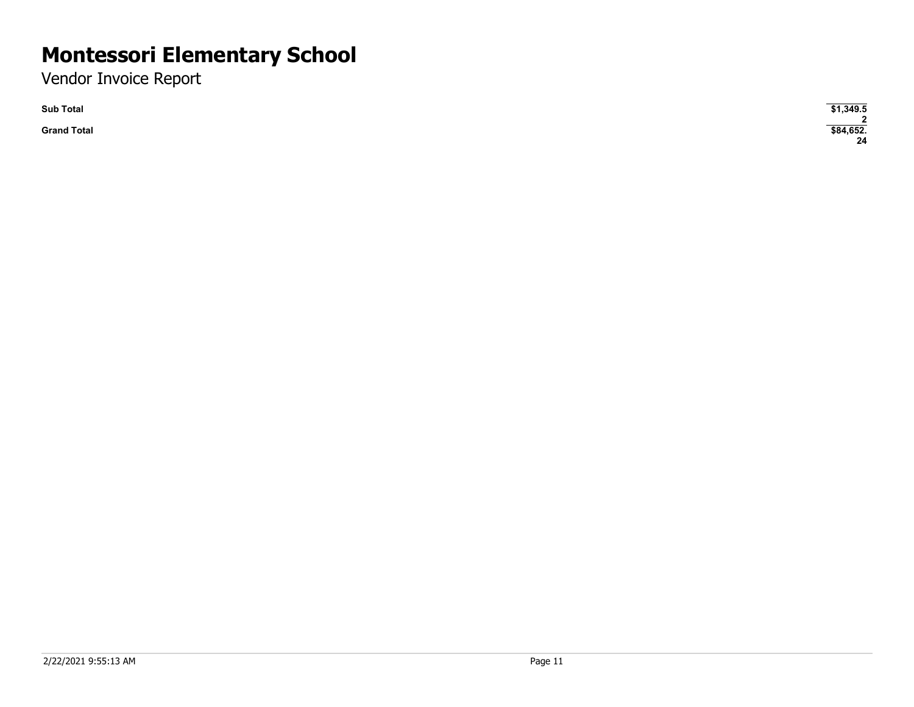# Montessori Elementary School

Vendor Invoice Report

| | |
|---|---|
| **Sub Total** | **$1,349.52** |
| **Grand Total** | **$84,652.24** |